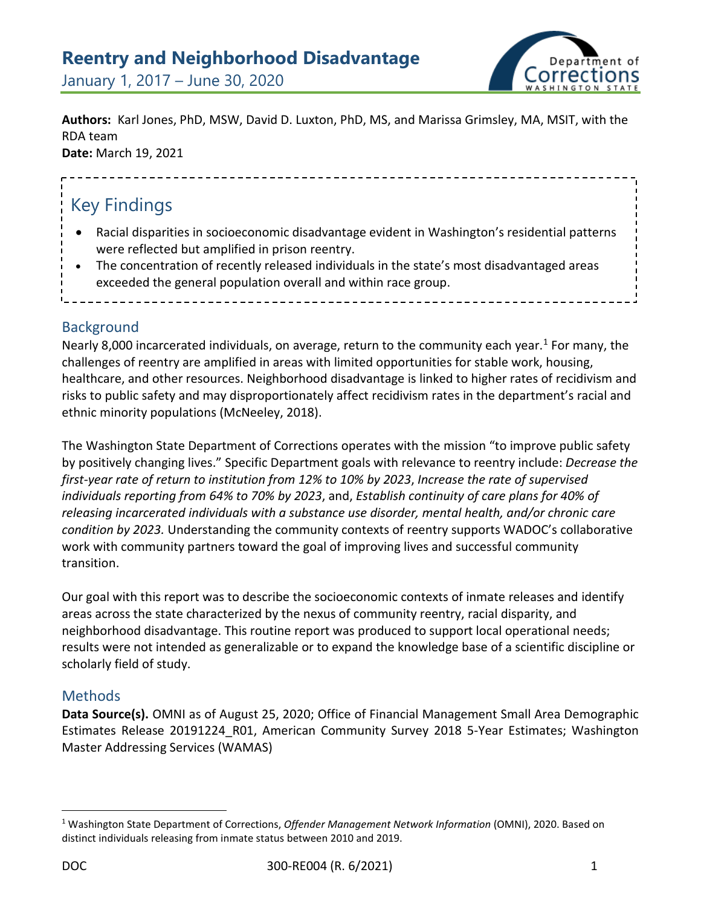# Reentry and Neighborhood Disadvantage

January 1, 2017 – June 30, 2020

**Authors:** Karl Jones, PhD, MSW, David D. Luxton, PhD, MS, and Marissa Grimsley, MA, MSIT, with the RDA team
**Date:** March 19, 2021

## Key Findings

- Racial disparities in socioeconomic disadvantage evident in Washington's residential patterns were reflected but amplified in prison reentry.
- The concentration of recently released individuals in the state's most disadvantaged areas exceeded the general population overall and within race group.

## Background

Nearly 8,000 incarcerated individuals, on average, return to the community each year.[1] For many, the challenges of reentry are amplified in areas with limited opportunities for stable work, housing, healthcare, and other resources. Neighborhood disadvantage is linked to higher rates of recidivism and risks to public safety and may disproportionately affect recidivism rates in the department's racial and ethnic minority populations (McNeeley, 2018).

The Washington State Department of Corrections operates with the mission "to improve public safety by positively changing lives." Specific Department goals with relevance to reentry include: *Decrease the first-year rate of return to institution from 12% to 10% by 2023*, *Increase the rate of supervised individuals reporting from 64% to 70% by 2023*, and, *Establish continuity of care plans for 40% of releasing incarcerated individuals with a substance use disorder, mental health, and/or chronic care condition by 2023.* Understanding the community contexts of reentry supports WADOC's collaborative work with community partners toward the goal of improving lives and successful community transition.

Our goal with this report was to describe the socioeconomic contexts of inmate releases and identify areas across the state characterized by the nexus of community reentry, racial disparity, and neighborhood disadvantage. This routine report was produced to support local operational needs; results were not intended as generalizable or to expand the knowledge base of a scientific discipline or scholarly field of study.

## Methods

**Data Source(s).** OMNI as of August 25, 2020; Office of Financial Management Small Area Demographic Estimates Release 20191224_R01, American Community Survey 2018 5-Year Estimates; Washington Master Addressing Services (WAMAS)

[1] Washington State Department of Corrections, *Offender Management Network Information* (OMNI), 2020. Based on distinct individuals releasing from inmate status between 2010 and 2019.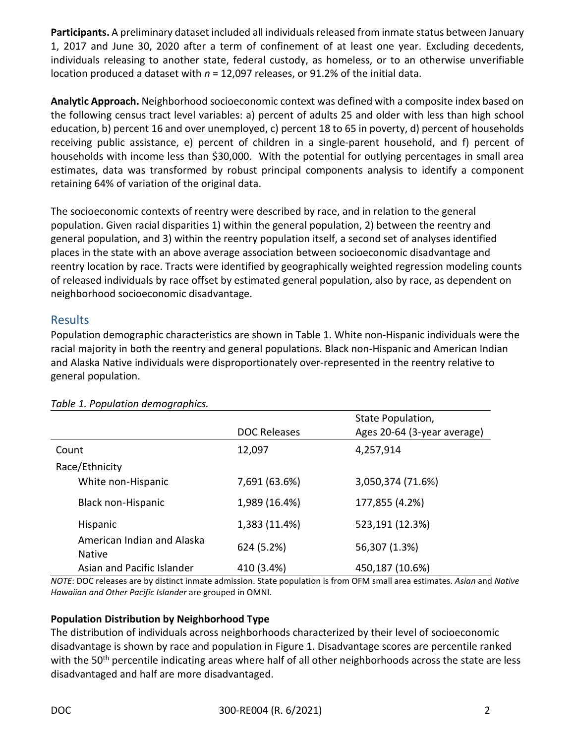**Participants.** A preliminary dataset included all individuals released from inmate status between January 1, 2017 and June 30, 2020 after a term of confinement of at least one year. Excluding decedents, individuals releasing to another state, federal custody, as homeless, or to an otherwise unverifiable location produced a dataset with $n$ = 12,097 releases, or 91.2% of the initial data.

**Analytic Approach.** Neighborhood socioeconomic context was defined with a composite index based on the following census tract level variables: a) percent of adults 25 and older with less than high school education, b) percent 16 and over unemployed, c) percent 18 to 65 in poverty, d) percent of households receiving public assistance, e) percent of children in a single-parent household, and f) percent of households with income less than $30,000. With the potential for outlying percentages in small area estimates, data was transformed by robust principal components analysis to identify a component retaining 64% of variation of the original data.

The socioeconomic contexts of reentry were described by race, and in relation to the general population. Given racial disparities 1) within the general population, 2) between the reentry and general population, and 3) within the reentry population itself, a second set of analyses identified places in the state with an above average association between socioeconomic disadvantage and reentry location by race. Tracts were identified by geographically weighted regression modeling counts of released individuals by race offset by estimated general population, also by race, as dependent on neighborhood socioeconomic disadvantage.

## Results

Population demographic characteristics are shown in Table 1. White non-Hispanic individuals were the racial majority in both the reentry and general populations. Black non-Hispanic and American Indian and Alaska Native individuals were disproportionately over-represented in the reentry relative to general population.

*Table 1. Population demographics.*

| | DOC Releases | State Population, Ages 20-64 (3-year average) |
|---|---|---|
| Count | 12,097 | 4,257,914 |
| Race/Ethnicity | | |
| White non-Hispanic | 7,691 (63.6%) | 3,050,374 (71.6%) |
| Black non-Hispanic | 1,989 (16.4%) | 177,855 (4.2%) |
| Hispanic | 1,383 (11.4%) | 523,191 (12.3%) |
| American Indian and Alaska Native | 624 (5.2%) | 56,307 (1.3%) |
| Asian and Pacific Islander | 410 (3.4%) | 450,187 (10.6%) |

*NOTE*: DOC releases are by distinct inmate admission. State population is from OFM small area estimates. *Asian* and *Native Hawaiian and Other Pacific Islander* are grouped in OMNI.

**Population Distribution by Neighborhood Type**

The distribution of individuals across neighborhoods characterized by their level of socioeconomic disadvantage is shown by race and population in Figure 1. Disadvantage scores are percentile ranked with the 50th percentile indicating areas where half of all other neighborhoods across the state are less disadvantaged and half are more disadvantaged.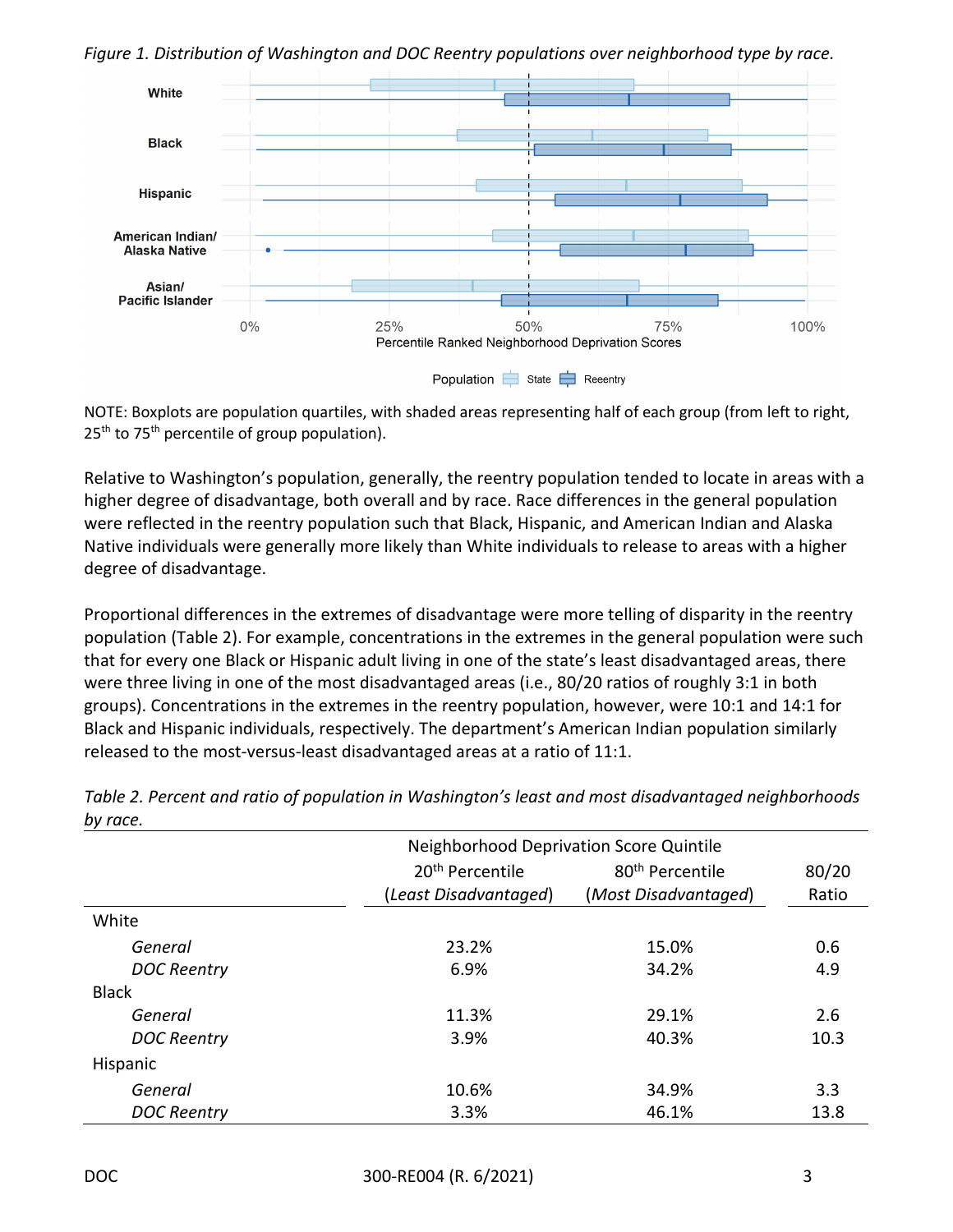*Figure 1. Distribution of Washington and DOC Reentry populations over neighborhood type by race.*

NOTE: Boxplots are population quartiles, with shaded areas representing half of each group (from left to right, 25th to 75th percentile of group population).

Relative to Washington's population, generally, the reentry population tended to locate in areas with a higher degree of disadvantage, both overall and by race. Race differences in the general population were reflected in the reentry population such that Black, Hispanic, and American Indian and Alaska Native individuals were generally more likely than White individuals to release to areas with a higher degree of disadvantage.

Proportional differences in the extremes of disadvantage were more telling of disparity in the reentry population (Table 2). For example, concentrations in the extremes in the general population were such that for every one Black or Hispanic adult living in one of the state's least disadvantaged areas, there were three living in one of the most disadvantaged areas (i.e., 80/20 ratios of roughly 3:1 in both groups). Concentrations in the extremes in the reentry population, however, were 10:1 and 14:1 for Black and Hispanic individuals, respectively. The department's American Indian population similarly released to the most-versus-least disadvantaged areas at a ratio of 11:1.

*Table 2. Percent and ratio of population in Washington's least and most disadvantaged neighborhoods by race.*

| | Neighborhood Deprivation Score Quintile | | |
|---|---|---|---|
| | 20th Percentile (*Least Disadvantaged*) | 80th Percentile (*Most Disadvantaged*) | 80/20 Ratio |
| White | | | |
| *General* | 23.2% | 15.0% | 0.6 |
| *DOC Reentry* | 6.9% | 34.2% | 4.9 |
| Black | | | |
| *General* | 11.3% | 29.1% | 2.6 |
| *DOC Reentry* | 3.9% | 40.3% | 10.3 |
| Hispanic | | | |
| *General* | 10.6% | 34.9% | 3.3 |
| *DOC Reentry* | 3.3% | 46.1% | 13.8 |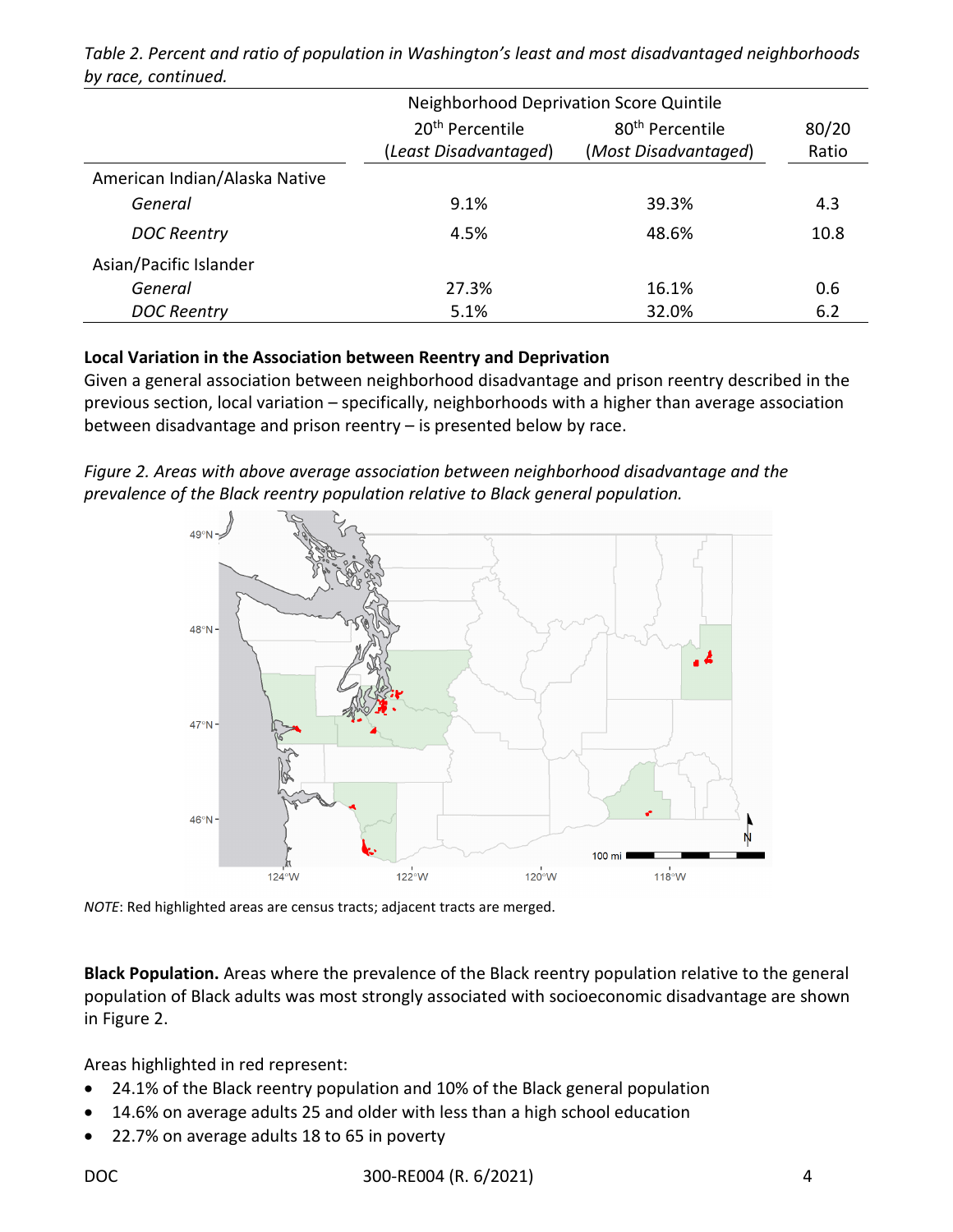*Table 2. Percent and ratio of population in Washington's least and most disadvantaged neighborhoods by race, continued.*

| | Neighborhood Deprivation Score Quintile | | |
|---|---|---|---|
| | 20th Percentile (*Least Disadvantaged*) | 80th Percentile (*Most Disadvantaged*) | 80/20 Ratio |
| American Indian/Alaska Native | | | |
| *General* | 9.1% | 39.3% | 4.3 |
| *DOC Reentry* | 4.5% | 48.6% | 10.8 |
| Asian/Pacific Islander | | | |
| *General* | 27.3% | 16.1% | 0.6 |
| *DOC Reentry* | 5.1% | 32.0% | 6.2 |

**Local Variation in the Association between Reentry and Deprivation**

Given a general association between neighborhood disadvantage and prison reentry described in the previous section, local variation – specifically, neighborhoods with a higher than average association between disadvantage and prison reentry – is presented below by race.

*Figure 2. Areas with above average association between neighborhood disadvantage and the prevalence of the Black reentry population relative to Black general population.*

49°N
48°N
47°N
46°N
124°W
122°W
120°W
118°W
100 mi
N

*NOTE*: Red highlighted areas are census tracts; adjacent tracts are merged.

**Black Population.** Areas where the prevalence of the Black reentry population relative to the general population of Black adults was most strongly associated with socioeconomic disadvantage are shown in Figure 2.

Areas highlighted in red represent:

- 24.1% of the Black reentry population and 10% of the Black general population
- 14.6% on average adults 25 and older with less than a high school education
- 22.7% on average adults 18 to 65 in poverty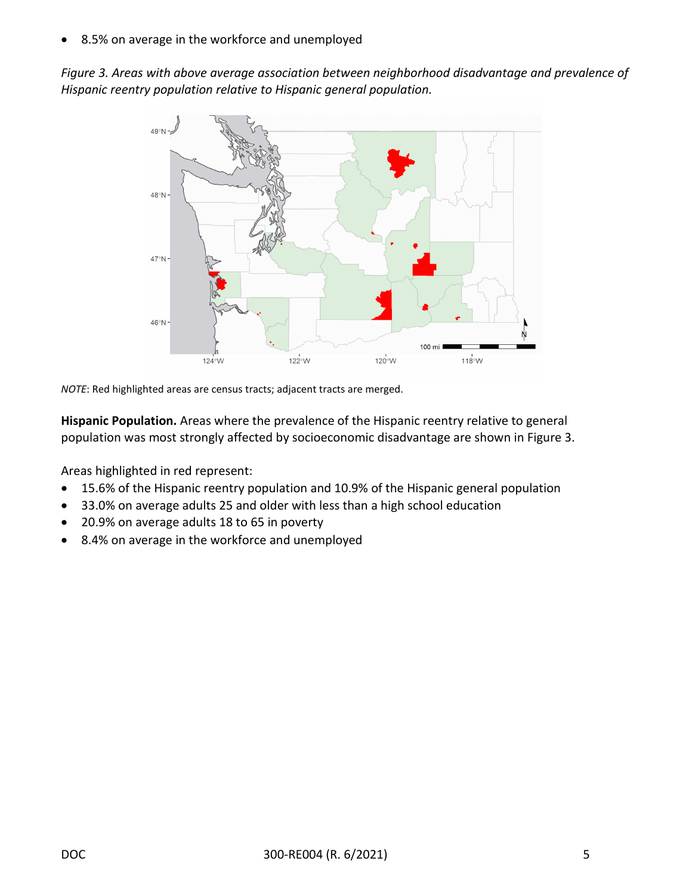- 8.5% on average in the workforce and unemployed

*Figure 3. Areas with above average association between neighborhood disadvantage and prevalence of Hispanic reentry population relative to Hispanic general population.*

49°N
48°N
47°N
46°N
124°W
122°W
120°W
118°W
100 mi
N

*NOTE*: Red highlighted areas are census tracts; adjacent tracts are merged.

**Hispanic Population.** Areas where the prevalence of the Hispanic reentry relative to general population was most strongly affected by socioeconomic disadvantage are shown in Figure 3.

Areas highlighted in red represent:

- 15.6% of the Hispanic reentry population and 10.9% of the Hispanic general population
- 33.0% on average adults 25 and older with less than a high school education
- 20.9% on average adults 18 to 65 in poverty
- 8.4% on average in the workforce and unemployed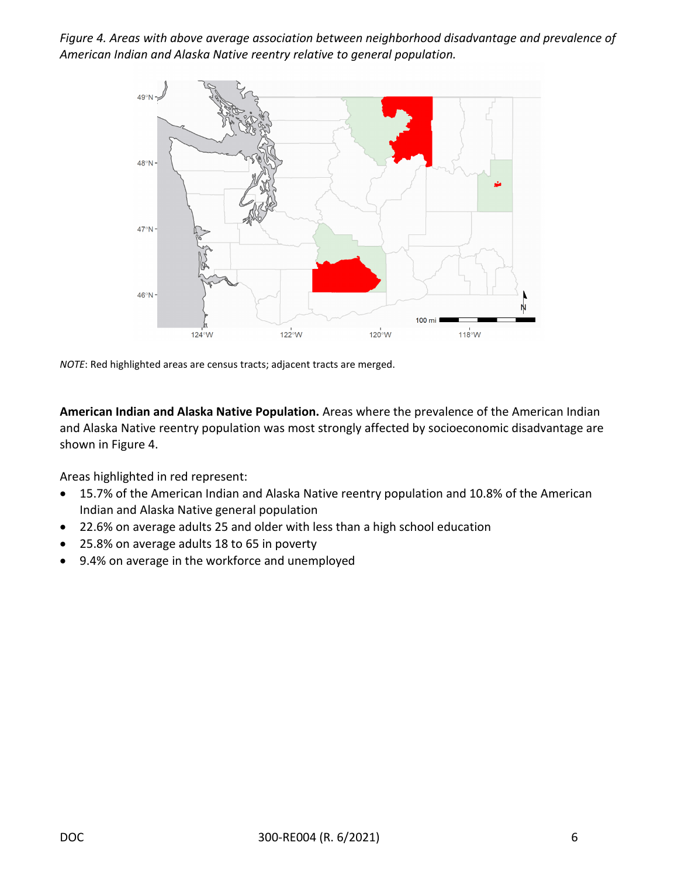*Figure 4. Areas with above average association between neighborhood disadvantage and prevalence of American Indian and Alaska Native reentry relative to general population.*

49°N
48°N
47°N
46°N
124°W
122°W
120°W
118°W
100 mi
N

*NOTE*: Red highlighted areas are census tracts; adjacent tracts are merged.

**American Indian and Alaska Native Population.** Areas where the prevalence of the American Indian and Alaska Native reentry population was most strongly affected by socioeconomic disadvantage are shown in Figure 4.

Areas highlighted in red represent:

- 15.7% of the American Indian and Alaska Native reentry population and 10.8% of the American Indian and Alaska Native general population
- 22.6% on average adults 25 and older with less than a high school education
- 25.8% on average adults 18 to 65 in poverty
- 9.4% on average in the workforce and unemployed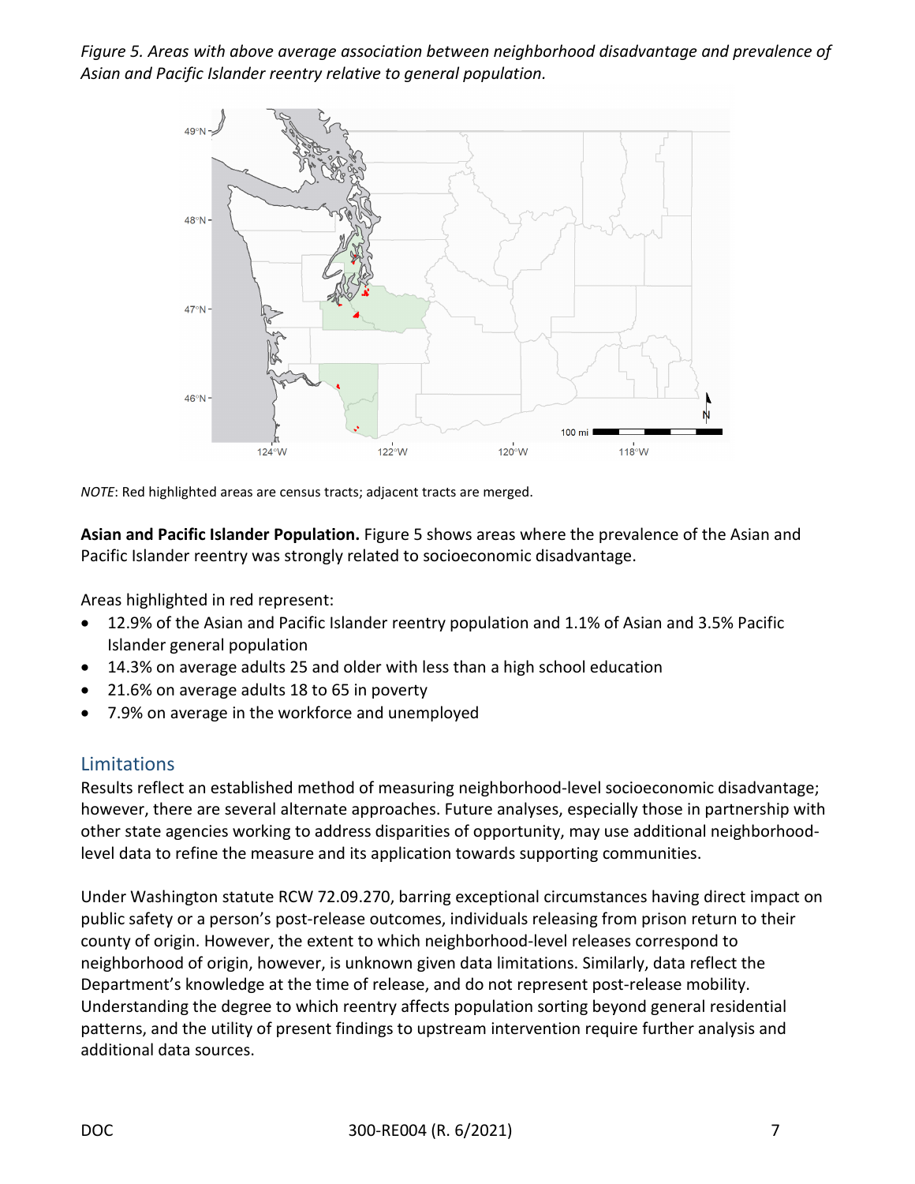*Figure 5. Areas with above average association between neighborhood disadvantage and prevalence of Asian and Pacific Islander reentry relative to general population.*

49°N
48°N
47°N
46°N
124°W
122°W
120°W
118°W
100 mi
N

*NOTE*: Red highlighted areas are census tracts; adjacent tracts are merged.

**Asian and Pacific Islander Population.** Figure 5 shows areas where the prevalence of the Asian and Pacific Islander reentry was strongly related to socioeconomic disadvantage.

Areas highlighted in red represent:

- 12.9% of the Asian and Pacific Islander reentry population and 1.1% of Asian and 3.5% Pacific Islander general population
- 14.3% on average adults 25 and older with less than a high school education
- 21.6% on average adults 18 to 65 in poverty
- 7.9% on average in the workforce and unemployed

## Limitations

Results reflect an established method of measuring neighborhood-level socioeconomic disadvantage; however, there are several alternate approaches. Future analyses, especially those in partnership with other state agencies working to address disparities of opportunity, may use additional neighborhood-level data to refine the measure and its application towards supporting communities.

Under Washington statute RCW 72.09.270, barring exceptional circumstances having direct impact on public safety or a person's post-release outcomes, individuals releasing from prison return to their county of origin. However, the extent to which neighborhood-level releases correspond to neighborhood of origin, however, is unknown given data limitations. Similarly, data reflect the Department's knowledge at the time of release, and do not represent post-release mobility. Understanding the degree to which reentry affects population sorting beyond general residential patterns, and the utility of present findings to upstream intervention require further analysis and additional data sources.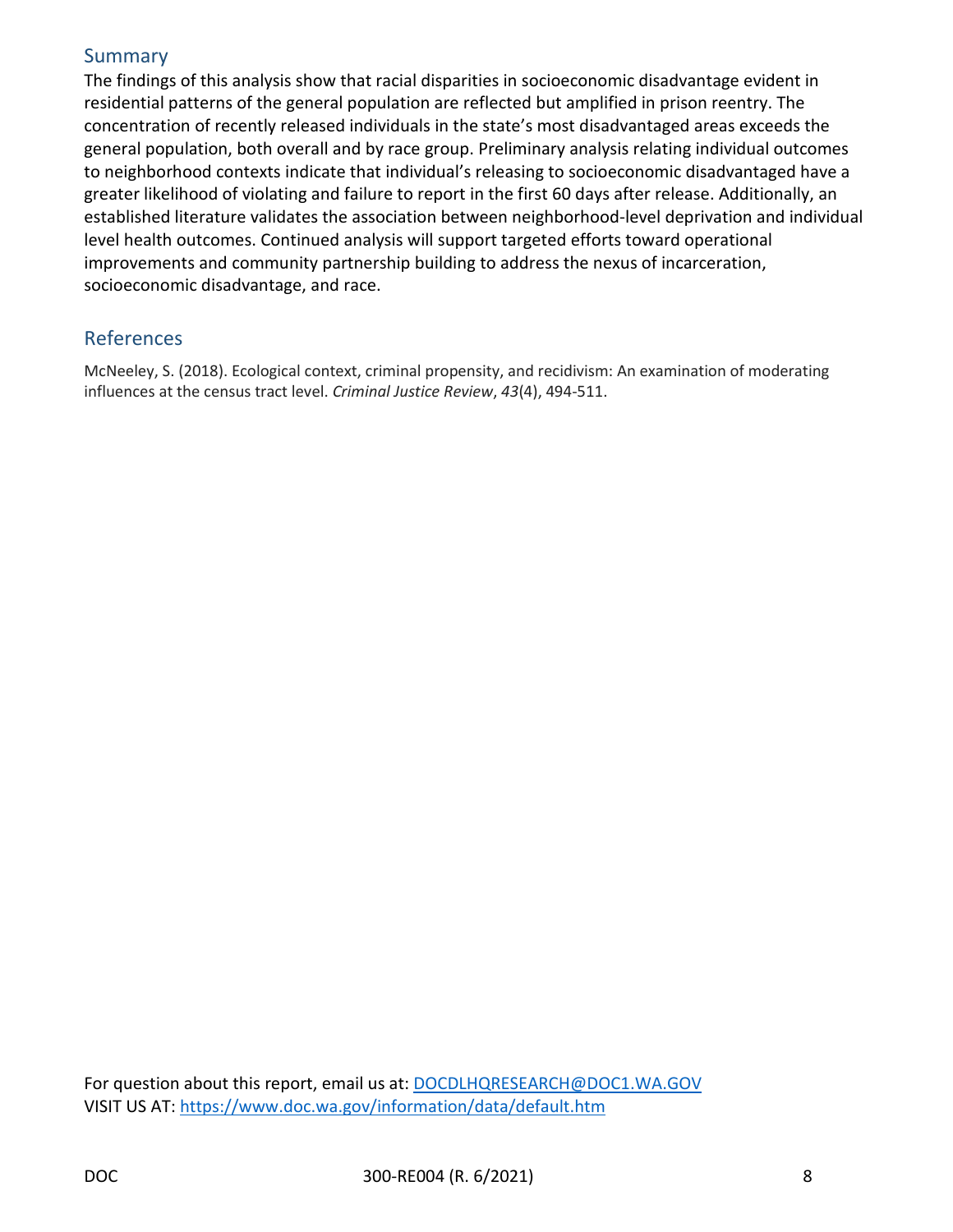## Summary

The findings of this analysis show that racial disparities in socioeconomic disadvantage evident in residential patterns of the general population are reflected but amplified in prison reentry. The concentration of recently released individuals in the state's most disadvantaged areas exceeds the general population, both overall and by race group. Preliminary analysis relating individual outcomes to neighborhood contexts indicate that individual's releasing to socioeconomic disadvantaged have a greater likelihood of violating and failure to report in the first 60 days after release. Additionally, an established literature validates the association between neighborhood-level deprivation and individual level health outcomes. Continued analysis will support targeted efforts toward operational improvements and community partnership building to address the nexus of incarceration, socioeconomic disadvantage, and race.

## References

McNeeley, S. (2018). Ecological context, criminal propensity, and recidivism: An examination of moderating influences at the census tract level. *Criminal Justice Review*, *43*(4), 494-511.

For question about this report, email us at: [DOCDLHQRESEARCH@DOC1.WA.GOV](mailto:DOCDLHQRESEARCH@DOC1.WA.GOV)
VISIT US AT: [https://www.doc.wa.gov/information/data/default.htm](https://www.doc.wa.gov/information/data/default.htm)

DOC 300-RE004 (R. 6/2021)